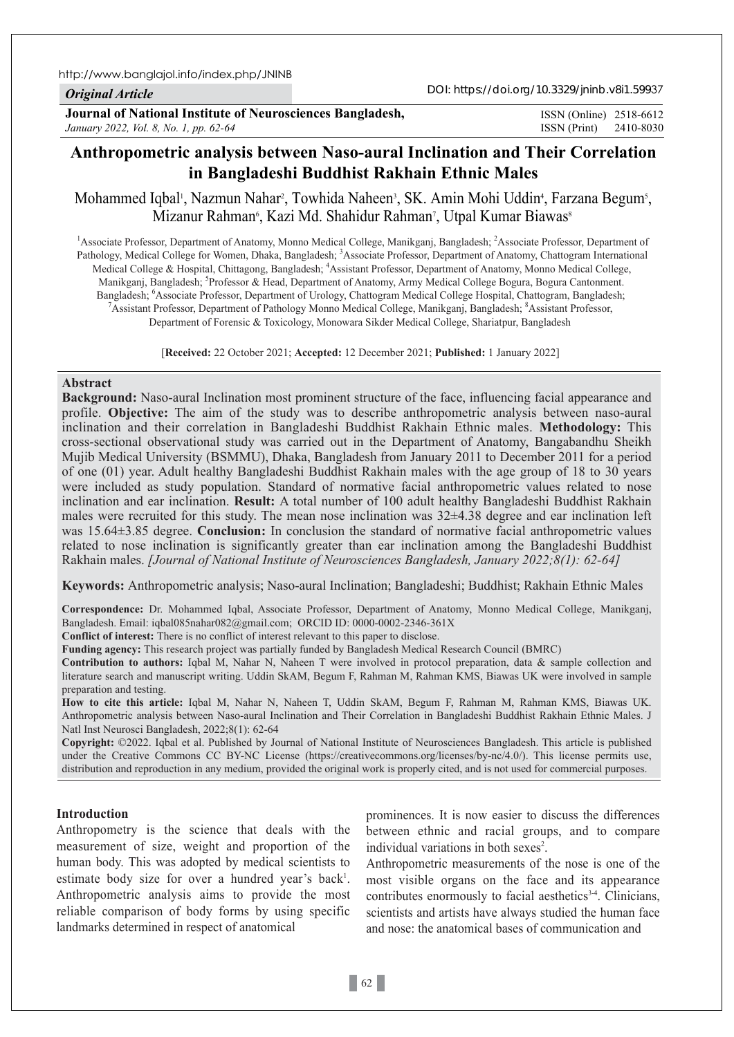http://www.banglajol.info/index.php/JNINB

*Original Article*

DOI: https://doi.org/10.3329/jninb.v8i1.59937

**Journal of National Institute of Neurosciences Bangladesh,**
*January 2022, Vol. 8, No. 1, pp. 62-64*

ISSN (Online) 2518-6612
ISSN (Print) 2410-8030

# Anthropometric analysis between Naso-aural Inclination and Their Correlation in Bangladeshi Buddhist Rakhain Ethnic Males

Mohammed Iqbal[1], Nazmun Nahar[2], Towhida Naheen[3], SK. Amin Mohi Uddin[4], Farzana Begum[5], Mizanur Rahman[6], Kazi Md. Shahidur Rahman[7], Utpal Kumar Biawas[8]

[1]Associate Professor, Department of Anatomy, Monno Medical College, Manikganj, Bangladesh; [2]Associate Professor, Department of Pathology, Medical College for Women, Dhaka, Bangladesh; [3]Associate Professor, Department of Anatomy, Chattogram International Medical College & Hospital, Chittagong, Bangladesh; [4]Assistant Professor, Department of Anatomy, Monno Medical College, Manikganj, Bangladesh; [5]Professor & Head, Department of Anatomy, Army Medical College Bogura, Bogura Cantonment. Bangladesh; [6]Associate Professor, Department of Urology, Chattogram Medical College Hospital, Chattogram, Bangladesh; [7]Assistant Professor, Department of Pathology Monno Medical College, Manikganj, Bangladesh; [8]Assistant Professor, Department of Forensic & Toxicology, Monowara Sikder Medical College, Shariatpur, Bangladesh

[**Received:** 22 October 2021; **Accepted:** 12 December 2021; **Published:** 1 January 2022]

## Abstract

**Background:** Naso-aural Inclination most prominent structure of the face, influencing facial appearance and profile. **Objective:** The aim of the study was to describe anthropometric analysis between naso-aural inclination and their correlation in Bangladeshi Buddhist Rakhain Ethnic males. **Methodology:** This cross-sectional observational study was carried out in the Department of Anatomy, Bangabandhu Sheikh Mujib Medical University (BSMMU), Dhaka, Bangladesh from January 2011 to December 2011 for a period of one (01) year. Adult healthy Bangladeshi Buddhist Rakhain males with the age group of 18 to 30 years were included as study population. Standard of normative facial anthropometric values related to nose inclination and ear inclination. **Result:** A total number of 100 adult healthy Bangladeshi Buddhist Rakhain males were recruited for this study. The mean nose inclination was 32±4.38 degree and ear inclination left was 15.64±3.85 degree. **Conclusion:** In conclusion the standard of normative facial anthropometric values related to nose inclination is significantly greater than ear inclination among the Bangladeshi Buddhist Rakhain males. *[Journal of National Institute of Neurosciences Bangladesh, January 2022;8(1): 62-64]*

**Keywords:** Anthropometric analysis; Naso-aural Inclination; Bangladeshi; Buddhist; Rakhain Ethnic Males

**Correspondence:** Dr. Mohammed Iqbal, Associate Professor, Department of Anatomy, Monno Medical College, Manikganj, Bangladesh. Email: iqbal085nahar082@gmail.com; ORCID ID: 0000-0002-2346-361X

**Conflict of interest:** There is no conflict of interest relevant to this paper to disclose.

**Funding agency:** This research project was partially funded by Bangladesh Medical Research Council (BMRC)

**Contribution to authors:** Iqbal M, Nahar N, Naheen T were involved in protocol preparation, data & sample collection and literature search and manuscript writing. Uddin SkAM, Begum F, Rahman M, Rahman KMS, Biawas UK were involved in sample preparation and testing.

**How to cite this article:** Iqbal M, Nahar N, Naheen T, Uddin SkAM, Begum F, Rahman M, Rahman KMS, Biawas UK. Anthropometric analysis between Naso-aural Inclination and Their Correlation in Bangladeshi Buddhist Rakhain Ethnic Males. J Natl Inst Neurosci Bangladesh, 2022;8(1): 62-64

**Copyright:** ©2022. Iqbal et al. Published by Journal of National Institute of Neurosciences Bangladesh. This article is published under the Creative Commons CC BY-NC License (https://creativecommons.org/licenses/by-nc/4.0/). This license permits use, distribution and reproduction in any medium, provided the original work is properly cited, and is not used for commercial purposes.

## Introduction

Anthropometry is the science that deals with the measurement of size, weight and proportion of the human body. This was adopted by medical scientists to estimate body size for over a hundred year's back[1]. Anthropometric analysis aims to provide the most reliable comparison of body forms by using specific landmarks determined in respect of anatomical prominences. It is now easier to discuss the differences between ethnic and racial groups, and to compare individual variations in both sexes[2].

Anthropometric measurements of the nose is one of the most visible organs on the face and its appearance contributes enormously to facial aesthetics[3-4]. Clinicians, scientists and artists have always studied the human face and nose: the anatomical bases of communication and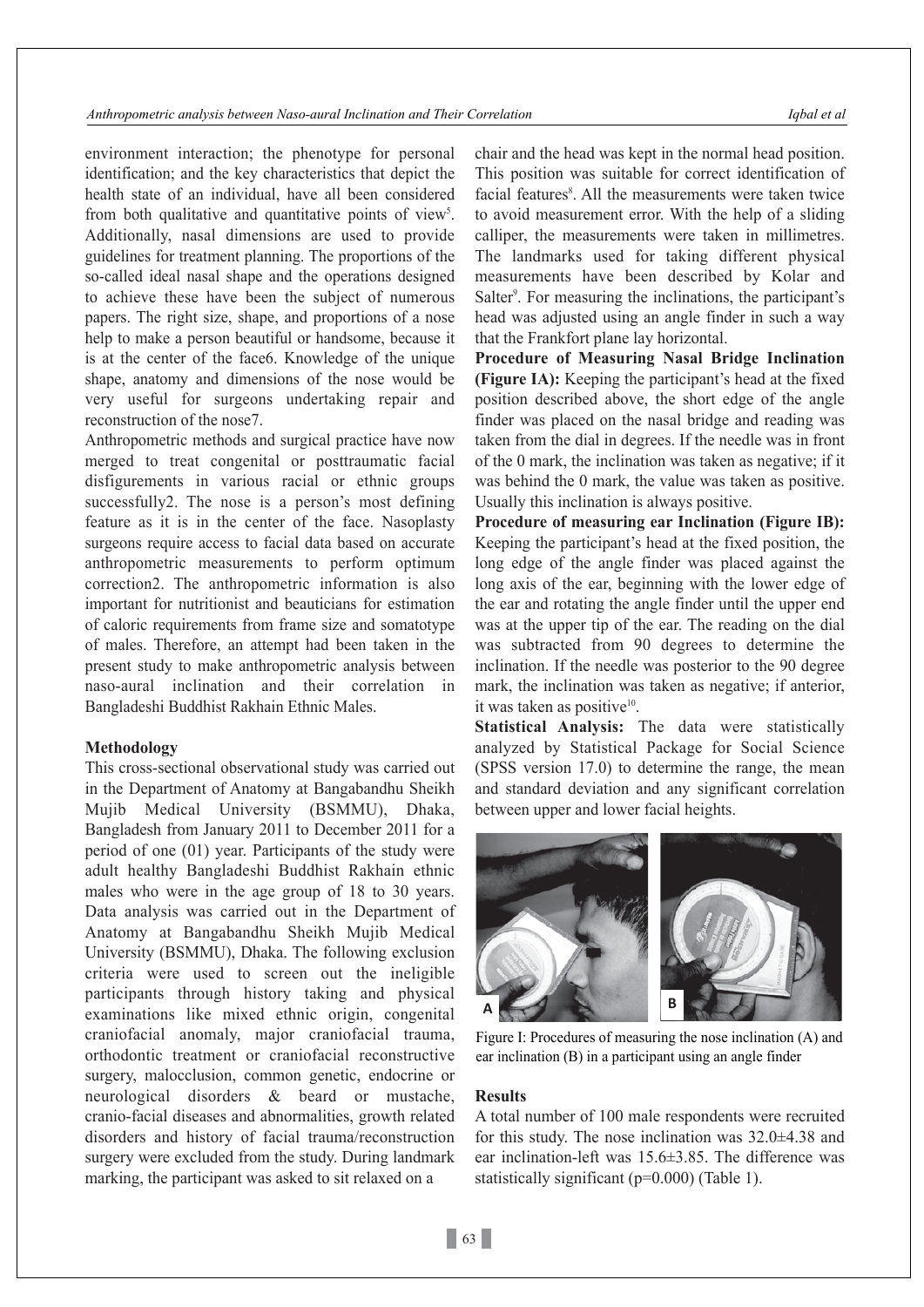environment interaction; the phenotype for personal identification; and the key characteristics that depict the health state of an individual, have all been considered from both qualitative and quantitative points of view[5]. Additionally, nasal dimensions are used to provide guidelines for treatment planning. The proportions of the so-called ideal nasal shape and the operations designed to achieve these have been the subject of numerous papers. The right size, shape, and proportions of a nose help to make a person beautiful or handsome, because it is at the center of the face6. Knowledge of the unique shape, anatomy and dimensions of the nose would be very useful for surgeons undertaking repair and reconstruction of the nose7.

Anthropometric methods and surgical practice have now merged to treat congenital or posttraumatic facial disfigurements in various racial or ethnic groups successfully2. The nose is a person's most defining feature as it is in the center of the face. Nasoplasty surgeons require access to facial data based on accurate anthropometric measurements to perform optimum correction2. The anthropometric information is also important for nutritionist and beauticians for estimation of caloric requirements from frame size and somatotype of males. Therefore, an attempt had been taken in the present study to make anthropometric analysis between naso-aural inclination and their correlation in Bangladeshi Buddhist Rakhain Ethnic Males.

## Methodology

This cross-sectional observational study was carried out in the Department of Anatomy at Bangabandhu Sheikh Mujib Medical University (BSMMU), Dhaka, Bangladesh from January 2011 to December 2011 for a period of one (01) year. Participants of the study were adult healthy Bangladeshi Buddhist Rakhain ethnic males who were in the age group of 18 to 30 years. Data analysis was carried out in the Department of Anatomy at Bangabandhu Sheikh Mujib Medical University (BSMMU), Dhaka. The following exclusion criteria were used to screen out the ineligible participants through history taking and physical examinations like mixed ethnic origin, congenital craniofacial anomaly, major craniofacial trauma, orthodontic treatment or craniofacial reconstructive surgery, malocclusion, common genetic, endocrine or neurological disorders & beard or mustache, cranio-facial diseases and abnormalities, growth related disorders and history of facial trauma/reconstruction surgery were excluded from the study. During landmark marking, the participant was asked to sit relaxed on a chair and the head was kept in the normal head position. This position was suitable for correct identification of facial features[8]. All the measurements were taken twice to avoid measurement error. With the help of a sliding calliper, the measurements were taken in millimetres. The landmarks used for taking different physical measurements have been described by Kolar and Salter[9]. For measuring the inclinations, the participant's head was adjusted using an angle finder in such a way that the Frankfort plane lay horizontal.

**Procedure of Measuring Nasal Bridge Inclination (Figure IA):** Keeping the participant's head at the fixed position described above, the short edge of the angle finder was placed on the nasal bridge and reading was taken from the dial in degrees. If the needle was in front of the 0 mark, the inclination was taken as negative; if it was behind the 0 mark, the value was taken as positive. Usually this inclination is always positive.

**Procedure of measuring ear Inclination (Figure IB):** Keeping the participant's head at the fixed position, the long edge of the angle finder was placed against the long axis of the ear, beginning with the lower edge of the ear and rotating the angle finder until the upper end was at the upper tip of the ear. The reading on the dial was subtracted from 90 degrees to determine the inclination. If the needle was posterior to the 90 degree mark, the inclination was taken as negative; if anterior, it was taken as positive[10].

**Statistical Analysis:** The data were statistically analyzed by Statistical Package for Social Science (SPSS version 17.0) to determine the range, the mean and standard deviation and any significant correlation between upper and lower facial heights.

Figure I: Procedures of measuring the nose inclination (A) and ear inclination (B) in a participant using an angle finder

## Results

A total number of 100 male respondents were recruited for this study. The nose inclination was 32.0±4.38 and ear inclination-left was 15.6±3.85. The difference was statistically significant ($p=0.000$) (Table 1).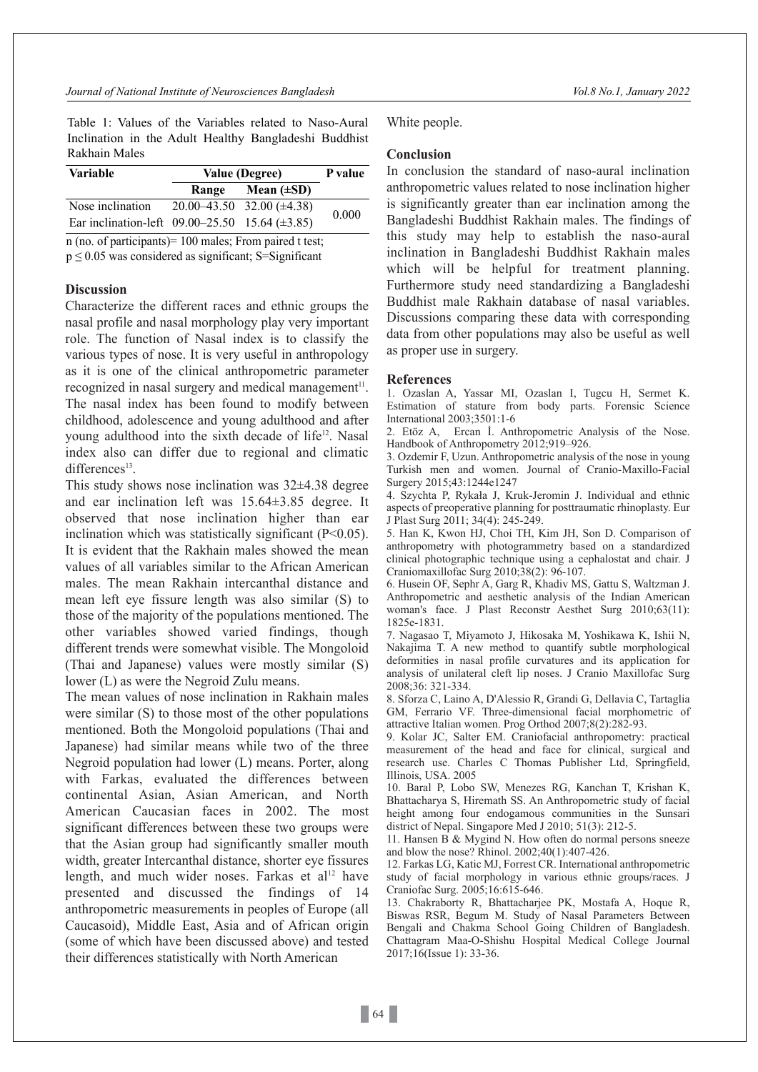Table 1: Values of the Variables related to Naso-Aural Inclination in the Adult Healthy Bangladeshi Buddhist Rakhain Males

| Variable | Value (Degree) | | P value |
|---|---|---|---|
| | Range | Mean (±SD) | |
| Nose inclination | 20.00–43.50 | 32.00 (±4.38) | 0.000 |
| Ear inclination-left | 09.00–25.50 | 15.64 (±3.85) | |

n (no. of participants)= 100 males; From paired t test;
$p \leq 0.05$ was considered as significant; S=Significant

## Discussion

Characterize the different races and ethnic groups the nasal profile and nasal morphology play very important role. The function of Nasal index is to classify the various types of nose. It is very useful in anthropology as it is one of the clinical anthropometric parameter recognized in nasal surgery and medical management[11]. The nasal index has been found to modify between childhood, adolescence and young adulthood and after young adulthood into the sixth decade of life[12]. Nasal index also can differ due to regional and climatic differences[13].

This study shows nose inclination was 32±4.38 degree and ear inclination left was 15.64±3.85 degree. It observed that nose inclination higher than ear inclination which was statistically significant (P<0.05). It is evident that the Rakhain males showed the mean values of all variables similar to the African American males. The mean Rakhain intercanthal distance and mean left eye fissure length was also similar (S) to those of the majority of the populations mentioned. The other variables showed varied findings, though different trends were somewhat visible. The Mongoloid (Thai and Japanese) values were mostly similar (S) lower (L) as were the Negroid Zulu means.

The mean values of nose inclination in Rakhain males were similar (S) to those most of the other populations mentioned. Both the Mongoloid populations (Thai and Japanese) had similar means while two of the three Negroid population had lower (L) means. Porter, along with Farkas, evaluated the differences between continental Asian, Asian American, and North American Caucasian faces in 2002. The most significant differences between these two groups were that the Asian group had significantly smaller mouth width, greater Intercanthal distance, shorter eye fissures length, and much wider noses. Farkas et al[12] have presented and discussed the findings of 14 anthropometric measurements in peoples of Europe (all Caucasoid), Middle East, Asia and of African origin (some of which have been discussed above) and tested their differences statistically with North American White people.

## Conclusion

In conclusion the standard of naso-aural inclination anthropometric values related to nose inclination higher is significantly greater than ear inclination among the Bangladeshi Buddhist Rakhain males. The findings of this study may help to establish the naso-aural inclination in Bangladeshi Buddhist Rakhain males which will be helpful for treatment planning. Furthermore study need standardizing a Bangladeshi Buddhist male Rakhain database of nasal variables. Discussions comparing these data with corresponding data from other populations may also be useful as well as proper use in surgery.

## References

1. Ozaslan A, Yassar MI, Ozaslan I, Tugcu H, Sermet K. Estimation of stature from body parts. Forensic Science International 2003;3501:1-6
2. Etöz A, Ercan İ. Anthropometric Analysis of the Nose. Handbook of Anthropometry 2012;919–926.
3. Ozdemir F, Uzun. Anthropometric analysis of the nose in young Turkish men and women. Journal of Cranio-Maxillo-Facial Surgery 2015;43:1244e1247
4. Szychta P, Rykała J, Kruk-Jeromin J. Individual and ethnic aspects of preoperative planning for posttraumatic rhinoplasty. Eur J Plast Surg 2011; 34(4): 245-249.
5. Han K, Kwon HJ, Choi TH, Kim JH, Son D. Comparison of anthropometry with photogrammetry based on a standardized clinical photographic technique using a cephalostat and chair. J Craniomaxillofac Surg 2010;38(2): 96-107.
6. Husein OF, Sephr A, Garg R, Khadiv MS, Gattu S, Waltzman J. Anthropometric and aesthetic analysis of the Indian American woman's face. J Plast Reconstr Aesthet Surg 2010;63(11): 1825e-1831.
7. Nagasao T, Miyamoto J, Hikosaka M, Yoshikawa K, Ishii N, Nakajima T. A new method to quantify subtle morphological deformities in nasal profile curvatures and its application for analysis of unilateral cleft lip noses. J Cranio Maxillofac Surg 2008;36: 321-334.
8. Sforza C, Laino A, D'Alessio R, Grandi G, Dellavia C, Tartaglia GM, Ferrario VF. Three-dimensional facial morphometric of attractive Italian women. Prog Orthod 2007;8(2):282-93.
9. Kolar JC, Salter EM. Craniofacial anthropometry: practical measurement of the head and face for clinical, surgical and research use. Charles C Thomas Publisher Ltd, Springfield, Illinois, USA. 2005
10. Baral P, Lobo SW, Menezes RG, Kanchan T, Krishan K, Bhattacharya S, Hiremath SS. An Anthropometric study of facial height among four endogamous communities in the Sunsari district of Nepal. Singapore Med J 2010; 51(3): 212-5.
11. Hansen B & Mygind N. How often do normal persons sneeze and blow the nose? Rhinol. 2002;40(1):407-426.
12. Farkas LG, Katic MJ, Forrest CR. International anthropometric study of facial morphology in various ethnic groups/races. J Craniofac Surg. 2005;16:615-646.
13. Chakraborty R, Bhattacharjee PK, Mostafa A, Hoque R, Biswas RSR, Begum M. Study of Nasal Parameters Between Bengali and Chakma School Going Children of Bangladesh. Chattagram Maa-O-Shishu Hospital Medical College Journal 2017;16(Issue 1): 33-36.